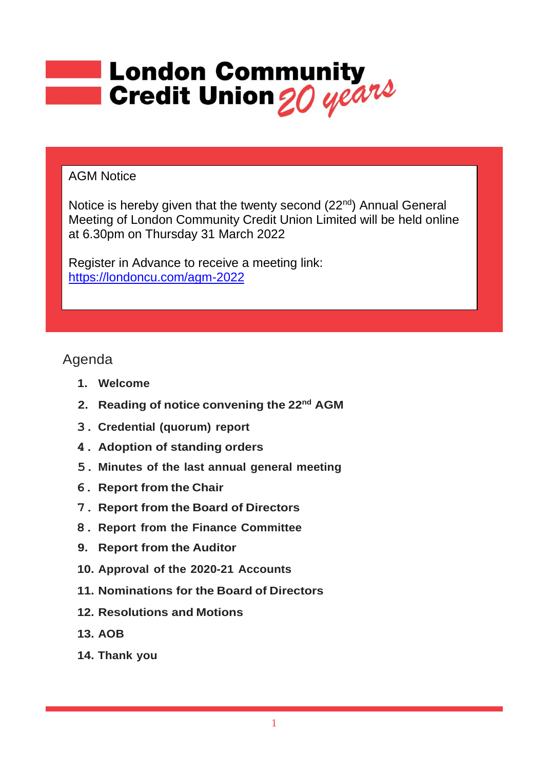# London Community Credit Union *20 years*

AGM Notice

Notice is hereby given that the twenty second (22nd) Annual General Meeting of London Community Credit Union Limited will be held online at 6.30pm on Thursday 31 March 2022

Register in Advance to receive a meeting link:
https://londoncu.com/agm-2022

## Agenda

1. **Welcome**
2. **Reading of notice convening the 22nd AGM**
3. **Credential (quorum) report**
4. **Adoption of standing orders**
5. **Minutes of the last annual general meeting**
6. **Report from the Chair**
7. **Report from the Board of Directors**
8. **Report from the Finance Committee**
9. **Report from the Auditor**
10. **Approval of the 2020-21 Accounts**
11. **Nominations for the Board of Directors**
12. **Resolutions and Motions**
13. **AOB**
14. **Thank you**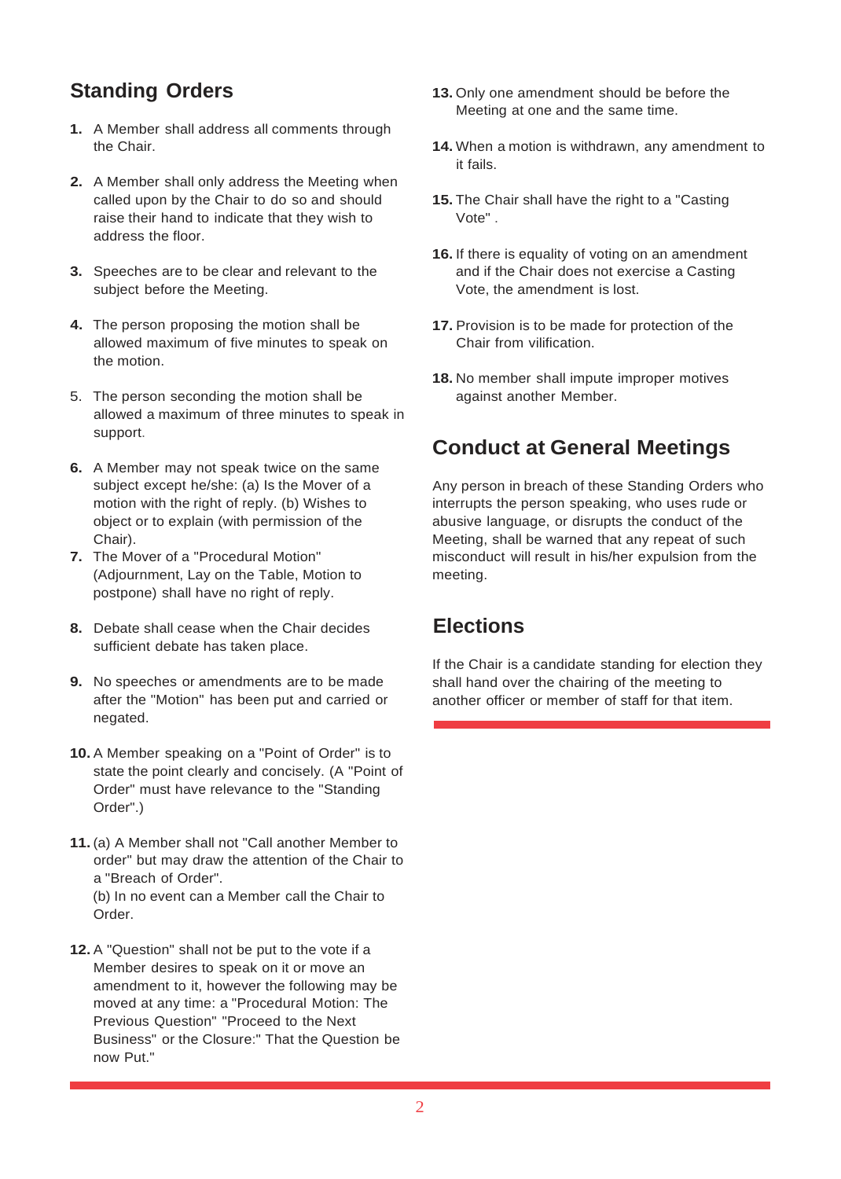## Standing Orders

1. A Member shall address all comments through the Chair.

2. A Member shall only address the Meeting when called upon by the Chair to do so and should raise their hand to indicate that they wish to address the floor.

3. Speeches are to be clear and relevant to the subject before the Meeting.

4. The person proposing the motion shall be allowed maximum of five minutes to speak on the motion.

5. The person seconding the motion shall be allowed a maximum of three minutes to speak in support.

6. A Member may not speak twice on the same subject except he/she: (a) Is the Mover of a motion with the right of reply. (b) Wishes to object or to explain (with permission of the Chair).

7. The Mover of a "Procedural Motion" (Adjournment, Lay on the Table, Motion to postpone) shall have no right of reply.

8. Debate shall cease when the Chair decides sufficient debate has taken place.

9. No speeches or amendments are to be made after the "Motion" has been put and carried or negated.

10. A Member speaking on a "Point of Order" is to state the point clearly and concisely. (A "Point of Order" must have relevance to the "Standing Order".)

11. (a) A Member shall not "Call another Member to order" but may draw the attention of the Chair to a "Breach of Order".
    (b) In no event can a Member call the Chair to Order.

12. A "Question" shall not be put to the vote if a Member desires to speak on it or move an amendment to it, however the following may be moved at any time: a "Procedural Motion: The Previous Question" "Proceed to the Next Business" or the Closure:" That the Question be now Put."

13. Only one amendment should be before the Meeting at one and the same time.

14. When a motion is withdrawn, any amendment to it fails.

15. The Chair shall have the right to a "Casting Vote" .

16. If there is equality of voting on an amendment and if the Chair does not exercise a Casting Vote, the amendment is lost.

17. Provision is to be made for protection of the Chair from vilification.

18. No member shall impute improper motives against another Member.

## Conduct at General Meetings

Any person in breach of these Standing Orders who interrupts the person speaking, who uses rude or abusive language, or disrupts the conduct of the Meeting, shall be warned that any repeat of such misconduct will result in his/her expulsion from the meeting.

## Elections

If the Chair is a candidate standing for election they shall hand over the chairing of the meeting to another officer or member of staff for that item.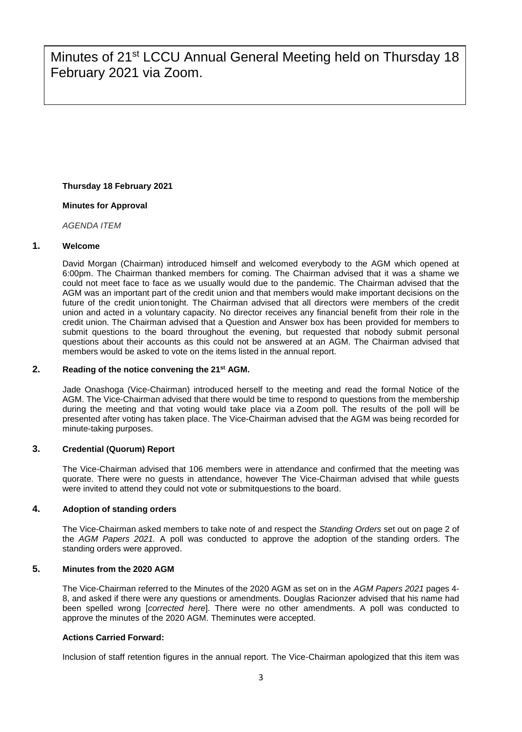# Minutes of 21st LCCU Annual General Meeting held on Thursday 18 February 2021 via Zoom.

**Thursday 18 February 2021**

**Minutes for Approval**

*AGENDA ITEM*

## 1. Welcome

David Morgan (Chairman) introduced himself and welcomed everybody to the AGM which opened at 6:00pm. The Chairman thanked members for coming. The Chairman advised that it was a shame we could not meet face to face as we usually would due to the pandemic. The Chairman advised that the AGM was an important part of the credit union and that members would make important decisions on the future of the credit union tonight. The Chairman advised that all directors were members of the credit union and acted in a voluntary capacity. No director receives any financial benefit from their role in the credit union. The Chairman advised that a Question and Answer box has been provided for members to submit questions to the board throughout the evening, but requested that nobody submit personal questions about their accounts as this could not be answered at an AGM. The Chairman advised that members would be asked to vote on the items listed in the annual report.

## 2. Reading of the notice convening the 21st AGM.

Jade Onashoga (Vice-Chairman) introduced herself to the meeting and read the formal Notice of the AGM. The Vice-Chairman advised that there would be time to respond to questions from the membership during the meeting and that voting would take place via a Zoom poll. The results of the poll will be presented after voting has taken place. The Vice-Chairman advised that the AGM was being recorded for minute-taking purposes.

## 3. Credential (Quorum) Report

The Vice-Chairman advised that 106 members were in attendance and confirmed that the meeting was quorate. There were no guests in attendance, however The Vice-Chairman advised that while guests were invited to attend they could not vote or submitquestions to the board.

## 4. Adoption of standing orders

The Vice-Chairman asked members to take note of and respect the *Standing Orders* set out on page 2 of the *AGM Papers 2021.* A poll was conducted to approve the adoption of the standing orders. The standing orders were approved.

## 5. Minutes from the 2020 AGM

The Vice-Chairman referred to the Minutes of the 2020 AGM as set on in the *AGM Papers 2021* pages 4-8, and asked if there were any questions or amendments. Douglas Racionzer advised that his name had been spelled wrong [*corrected here*]. There were no other amendments. A poll was conducted to approve the minutes of the 2020 AGM. Theminutes were accepted.

**Actions Carried Forward:**

Inclusion of staff retention figures in the annual report. The Vice-Chairman apologized that this item was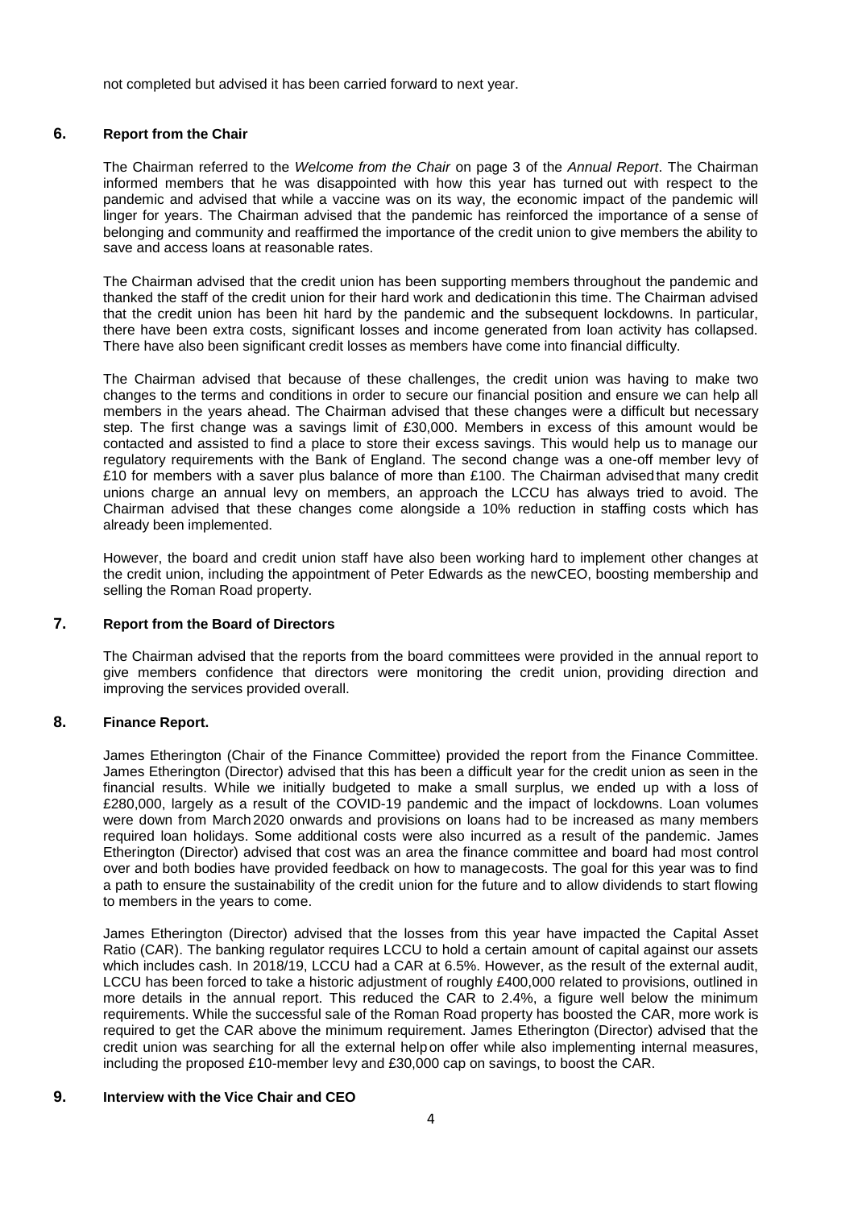not completed but advised it has been carried forward to next year.

## 6. Report from the Chair

The Chairman referred to the *Welcome from the Chair* on page 3 of the *Annual Report*. The Chairman informed members that he was disappointed with how this year has turned out with respect to the pandemic and advised that while a vaccine was on its way, the economic impact of the pandemic will linger for years. The Chairman advised that the pandemic has reinforced the importance of a sense of belonging and community and reaffirmed the importance of the credit union to give members the ability to save and access loans at reasonable rates.

The Chairman advised that the credit union has been supporting members throughout the pandemic and thanked the staff of the credit union for their hard work and dedication in this time. The Chairman advised that the credit union has been hit hard by the pandemic and the subsequent lockdowns. In particular, there have been extra costs, significant losses and income generated from loan activity has collapsed. There have also been significant credit losses as members have come into financial difficulty.

The Chairman advised that because of these challenges, the credit union was having to make two changes to the terms and conditions in order to secure our financial position and ensure we can help all members in the years ahead. The Chairman advised that these changes were a difficult but necessary step. The first change was a savings limit of £30,000. Members in excess of this amount would be contacted and assisted to find a place to store their excess savings. This would help us to manage our regulatory requirements with the Bank of England. The second change was a one-off member levy of £10 for members with a saver plus balance of more than £100. The Chairman advised that many credit unions charge an annual levy on members, an approach the LCCU has always tried to avoid. The Chairman advised that these changes come alongside a 10% reduction in staffing costs which has already been implemented.

However, the board and credit union staff have also been working hard to implement other changes at the credit union, including the appointment of Peter Edwards as the new CEO, boosting membership and selling the Roman Road property.

## 7. Report from the Board of Directors

The Chairman advised that the reports from the board committees were provided in the annual report to give members confidence that directors were monitoring the credit union, providing direction and improving the services provided overall.

## 8. Finance Report.

James Etherington (Chair of the Finance Committee) provided the report from the Finance Committee. James Etherington (Director) advised that this has been a difficult year for the credit union as seen in the financial results. While we initially budgeted to make a small surplus, we ended up with a loss of £280,000, largely as a result of the COVID-19 pandemic and the impact of lockdowns. Loan volumes were down from March 2020 onwards and provisions on loans had to be increased as many members required loan holidays. Some additional costs were also incurred as a result of the pandemic. James Etherington (Director) advised that cost was an area the finance committee and board had most control over and both bodies have provided feedback on how to manage costs. The goal for this year was to find a path to ensure the sustainability of the credit union for the future and to allow dividends to start flowing to members in the years to come.

James Etherington (Director) advised that the losses from this year have impacted the Capital Asset Ratio (CAR). The banking regulator requires LCCU to hold a certain amount of capital against our assets which includes cash. In 2018/19, LCCU had a CAR at 6.5%. However, as the result of the external audit, LCCU has been forced to take a historic adjustment of roughly £400,000 related to provisions, outlined in more details in the annual report. This reduced the CAR to 2.4%, a figure well below the minimum requirements. While the successful sale of the Roman Road property has boosted the CAR, more work is required to get the CAR above the minimum requirement. James Etherington (Director) advised that the credit union was searching for all the external help on offer while also implementing internal measures, including the proposed £10-member levy and £30,000 cap on savings, to boost the CAR.

## 9. Interview with the Vice Chair and CEO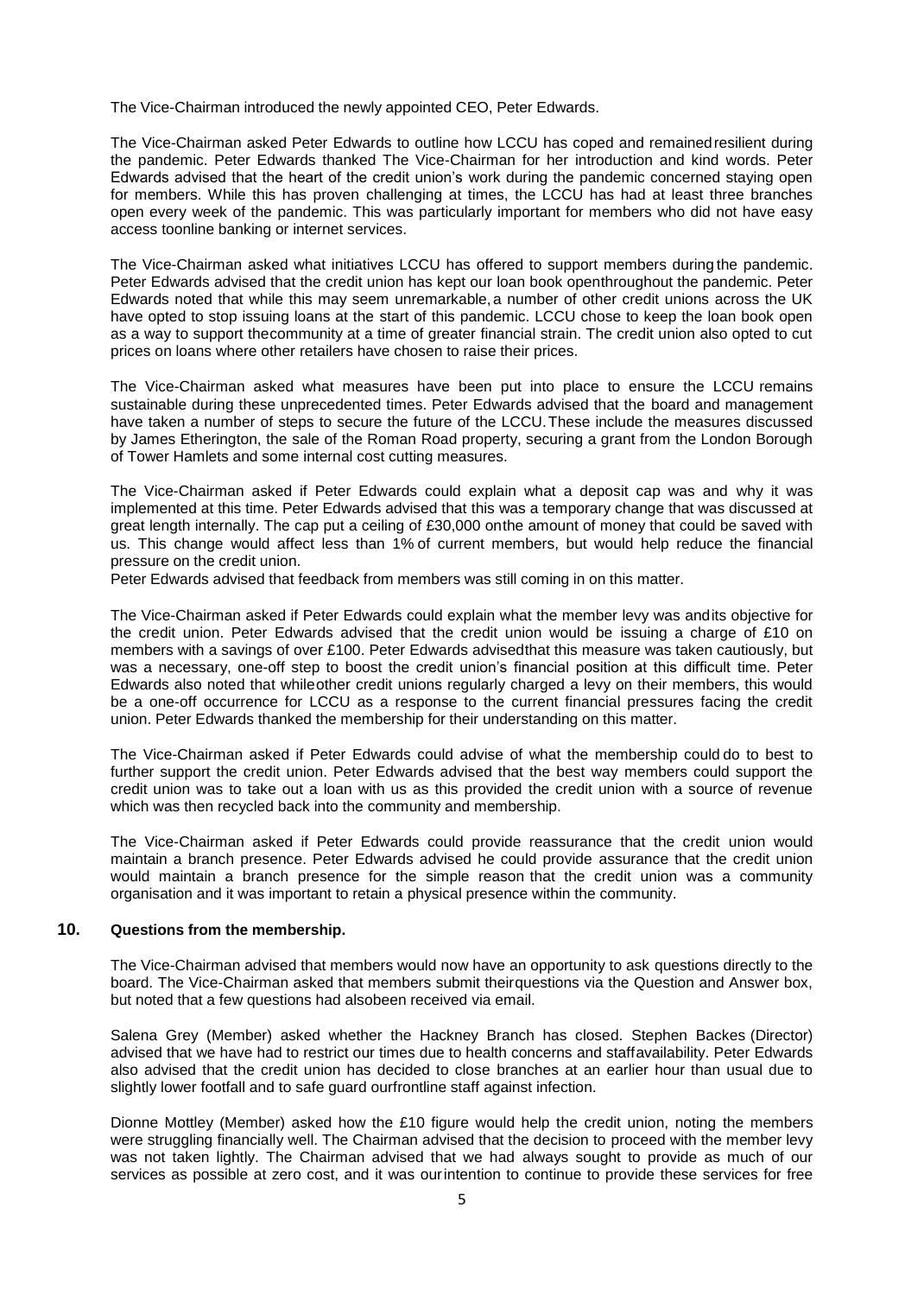The Vice-Chairman introduced the newly appointed CEO, Peter Edwards.

The Vice-Chairman asked Peter Edwards to outline how LCCU has coped and remained resilient during the pandemic. Peter Edwards thanked The Vice-Chairman for her introduction and kind words. Peter Edwards advised that the heart of the credit union's work during the pandemic concerned staying open for members. While this has proven challenging at times, the LCCU has had at least three branches open every week of the pandemic. This was particularly important for members who did not have easy access to online banking or internet services.

The Vice-Chairman asked what initiatives LCCU has offered to support members during the pandemic. Peter Edwards advised that the credit union has kept our loan book open throughout the pandemic. Peter Edwards noted that while this may seem unremarkable, a number of other credit unions across the UK have opted to stop issuing loans at the start of this pandemic. LCCU chose to keep the loan book open as a way to support the community at a time of greater financial strain. The credit union also opted to cut prices on loans where other retailers have chosen to raise their prices.

The Vice-Chairman asked what measures have been put into place to ensure the LCCU remains sustainable during these unprecedented times. Peter Edwards advised that the board and management have taken a number of steps to secure the future of the LCCU. These include the measures discussed by James Etherington, the sale of the Roman Road property, securing a grant from the London Borough of Tower Hamlets and some internal cost cutting measures.

The Vice-Chairman asked if Peter Edwards could explain what a deposit cap was and why it was implemented at this time. Peter Edwards advised that this was a temporary change that was discussed at great length internally. The cap put a ceiling of £30,000 on the amount of money that could be saved with us. This change would affect less than 1% of current members, but would help reduce the financial pressure on the credit union.

Peter Edwards advised that feedback from members was still coming in on this matter.

The Vice-Chairman asked if Peter Edwards could explain what the member levy was and its objective for the credit union. Peter Edwards advised that the credit union would be issuing a charge of £10 on members with a savings of over £100. Peter Edwards advised that this measure was taken cautiously, but was a necessary, one-off step to boost the credit union's financial position at this difficult time. Peter Edwards also noted that while other credit unions regularly charged a levy on their members, this would be a one-off occurrence for LCCU as a response to the current financial pressures facing the credit union. Peter Edwards thanked the membership for their understanding on this matter.

The Vice-Chairman asked if Peter Edwards could advise of what the membership could do to best to further support the credit union. Peter Edwards advised that the best way members could support the credit union was to take out a loan with us as this provided the credit union with a source of revenue which was then recycled back into the community and membership.

The Vice-Chairman asked if Peter Edwards could provide reassurance that the credit union would maintain a branch presence. Peter Edwards advised he could provide assurance that the credit union would maintain a branch presence for the simple reason that the credit union was a community organisation and it was important to retain a physical presence within the community.

## 10. Questions from the membership.

The Vice-Chairman advised that members would now have an opportunity to ask questions directly to the board. The Vice-Chairman asked that members submit their questions via the Question and Answer box, but noted that a few questions had also been received via email.

Salena Grey (Member) asked whether the Hackney Branch has closed. Stephen Backes (Director) advised that we have had to restrict our times due to health concerns and staff availability. Peter Edwards also advised that the credit union has decided to close branches at an earlier hour than usual due to slightly lower footfall and to safe guard our frontline staff against infection.

Dionne Mottley (Member) asked how the £10 figure would help the credit union, noting the members were struggling financially well. The Chairman advised that the decision to proceed with the member levy was not taken lightly. The Chairman advised that we had always sought to provide as much of our services as possible at zero cost, and it was our intention to continue to provide these services for free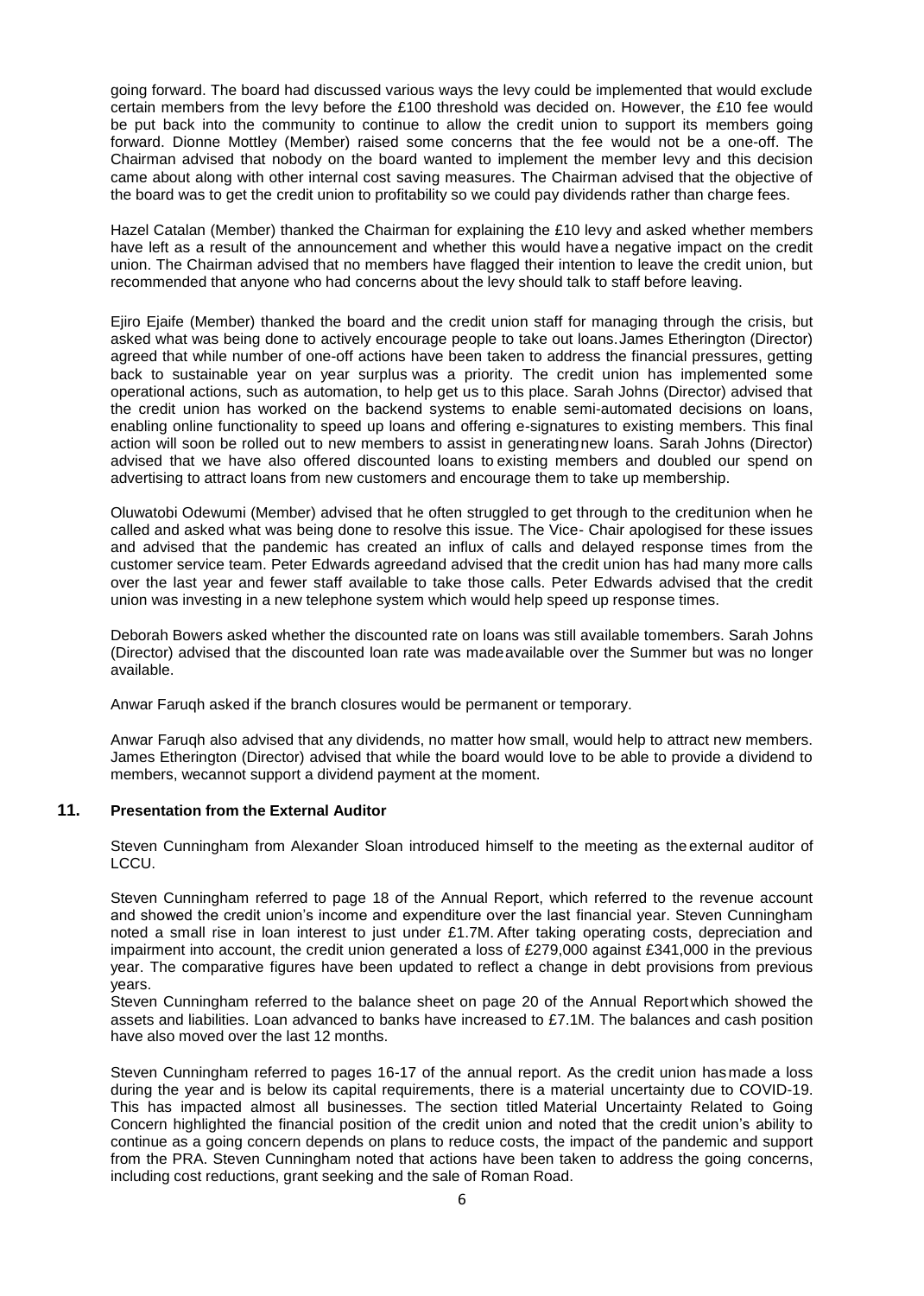going forward. The board had discussed various ways the levy could be implemented that would exclude certain members from the levy before the £100 threshold was decided on. However, the £10 fee would be put back into the community to continue to allow the credit union to support its members going forward. Dionne Mottley (Member) raised some concerns that the fee would not be a one-off. The Chairman advised that nobody on the board wanted to implement the member levy and this decision came about along with other internal cost saving measures. The Chairman advised that the objective of the board was to get the credit union to profitability so we could pay dividends rather than charge fees.

Hazel Catalan (Member) thanked the Chairman for explaining the £10 levy and asked whether members have left as a result of the announcement and whether this would have a negative impact on the credit union. The Chairman advised that no members have flagged their intention to leave the credit union, but recommended that anyone who had concerns about the levy should talk to staff before leaving.

Ejiro Ejaife (Member) thanked the board and the credit union staff for managing through the crisis, but asked what was being done to actively encourage people to take out loans. James Etherington (Director) agreed that while number of one-off actions have been taken to address the financial pressures, getting back to sustainable year on year surplus was a priority. The credit union has implemented some operational actions, such as automation, to help get us to this place. Sarah Johns (Director) advised that the credit union has worked on the backend systems to enable semi-automated decisions on loans, enabling online functionality to speed up loans and offering e-signatures to existing members. This final action will soon be rolled out to new members to assist in generating new loans. Sarah Johns (Director) advised that we have also offered discounted loans to existing members and doubled our spend on advertising to attract loans from new customers and encourage them to take up membership.

Oluwatobi Odewumi (Member) advised that he often struggled to get through to the credit union when he called and asked what was being done to resolve this issue. The Vice- Chair apologised for these issues and advised that the pandemic has created an influx of calls and delayed response times from the customer service team. Peter Edwards agreed and advised that the credit union has had many more calls over the last year and fewer staff available to take those calls. Peter Edwards advised that the credit union was investing in a new telephone system which would help speed up response times.

Deborah Bowers asked whether the discounted rate on loans was still available to members. Sarah Johns (Director) advised that the discounted loan rate was made available over the Summer but was no longer available.

Anwar Faruqh asked if the branch closures would be permanent or temporary.

Anwar Faruqh also advised that any dividends, no matter how small, would help to attract new members. James Etherington (Director) advised that while the board would love to be able to provide a dividend to members, we cannot support a dividend payment at the moment.

## 11. Presentation from the External Auditor

Steven Cunningham from Alexander Sloan introduced himself to the meeting as the external auditor of LCCU.

Steven Cunningham referred to page 18 of the Annual Report, which referred to the revenue account and showed the credit union's income and expenditure over the last financial year. Steven Cunningham noted a small rise in loan interest to just under £1.7M. After taking operating costs, depreciation and impairment into account, the credit union generated a loss of £279,000 against £341,000 in the previous year. The comparative figures have been updated to reflect a change in debt provisions from previous years.

Steven Cunningham referred to the balance sheet on page 20 of the Annual Report which showed the assets and liabilities. Loan advanced to banks have increased to £7.1M. The balances and cash position have also moved over the last 12 months.

Steven Cunningham referred to pages 16-17 of the annual report. As the credit union has made a loss during the year and is below its capital requirements, there is a material uncertainty due to COVID-19. This has impacted almost all businesses. The section titled Material Uncertainty Related to Going Concern highlighted the financial position of the credit union and noted that the credit union's ability to continue as a going concern depends on plans to reduce costs, the impact of the pandemic and support from the PRA. Steven Cunningham noted that actions have been taken to address the going concerns, including cost reductions, grant seeking and the sale of Roman Road.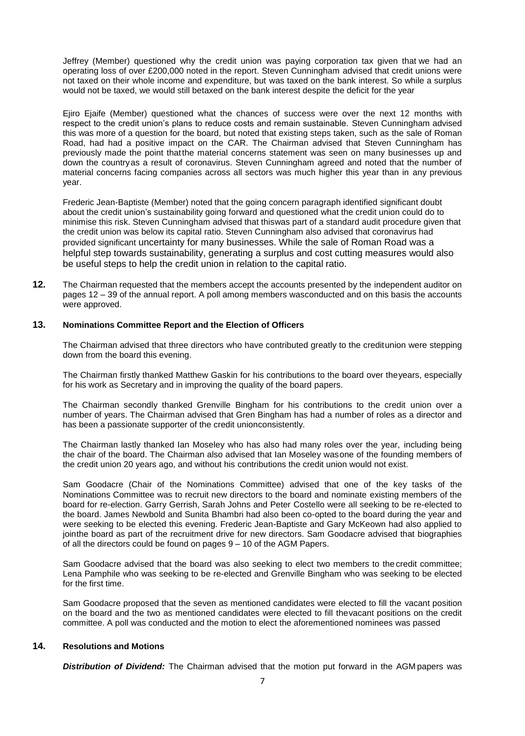Jeffrey (Member) questioned why the credit union was paying corporation tax given that we had an operating loss of over £200,000 noted in the report. Steven Cunningham advised that credit unions were not taxed on their whole income and expenditure, but was taxed on the bank interest. So while a surplus would not be taxed, we would still betaxed on the bank interest despite the deficit for the year

Ejiro Ejaife (Member) questioned what the chances of success were over the next 12 months with respect to the credit union's plans to reduce costs and remain sustainable. Steven Cunningham advised this was more of a question for the board, but noted that existing steps taken, such as the sale of Roman Road, had had a positive impact on the CAR. The Chairman advised that Steven Cunningham has previously made the point thatthe material concerns statement was seen on many businesses up and down the countryas a result of coronavirus. Steven Cunningham agreed and noted that the number of material concerns facing companies across all sectors was much higher this year than in any previous year.

Frederic Jean-Baptiste (Member) noted that the going concern paragraph identified significant doubt about the credit union's sustainability going forward and questioned what the credit union could do to minimise this risk. Steven Cunningham advised that thiswas part of a standard audit procedure given that the credit union was below its capital ratio. Steven Cunningham also advised that coronavirus had provided significant uncertainty for many businesses. While the sale of Roman Road was a helpful step towards sustainability, generating a surplus and cost cutting measures would also be useful steps to help the credit union in relation to the capital ratio.

**12.** The Chairman requested that the members accept the accounts presented by the independent auditor on pages 12 – 39 of the annual report. A poll among members wasconducted and on this basis the accounts were approved.

## 13. Nominations Committee Report and the Election of Officers

The Chairman advised that three directors who have contributed greatly to the creditunion were stepping down from the board this evening.

The Chairman firstly thanked Matthew Gaskin for his contributions to the board over theyears, especially for his work as Secretary and in improving the quality of the board papers.

The Chairman secondly thanked Grenville Bingham for his contributions to the credit union over a number of years. The Chairman advised that Gren Bingham has had a number of roles as a director and has been a passionate supporter of the credit unionconsistently.

The Chairman lastly thanked Ian Moseley who has also had many roles over the year, including being the chair of the board. The Chairman also advised that Ian Moseley wasone of the founding members of the credit union 20 years ago, and without his contributions the credit union would not exist.

Sam Goodacre (Chair of the Nominations Committee) advised that one of the key tasks of the Nominations Committee was to recruit new directors to the board and nominate existing members of the board for re-election. Garry Gerrish, Sarah Johns and Peter Costello were all seeking to be re-elected to the board. James Newbold and Sunita Bhambri had also been co-opted to the board during the year and were seeking to be elected this evening. Frederic Jean-Baptiste and Gary McKeown had also applied to jointhe board as part of the recruitment drive for new directors. Sam Goodacre advised that biographies of all the directors could be found on pages 9 – 10 of the AGM Papers.

Sam Goodacre advised that the board was also seeking to elect two members to the credit committee; Lena Pamphile who was seeking to be re-elected and Grenville Bingham who was seeking to be elected for the first time.

Sam Goodacre proposed that the seven as mentioned candidates were elected to fill the vacant position on the board and the two as mentioned candidates were elected to fill thevacant positions on the credit committee. A poll was conducted and the motion to elect the aforementioned nominees was passed

## 14. Resolutions and Motions

***Distribution of Dividend:*** The Chairman advised that the motion put forward in the AGM papers was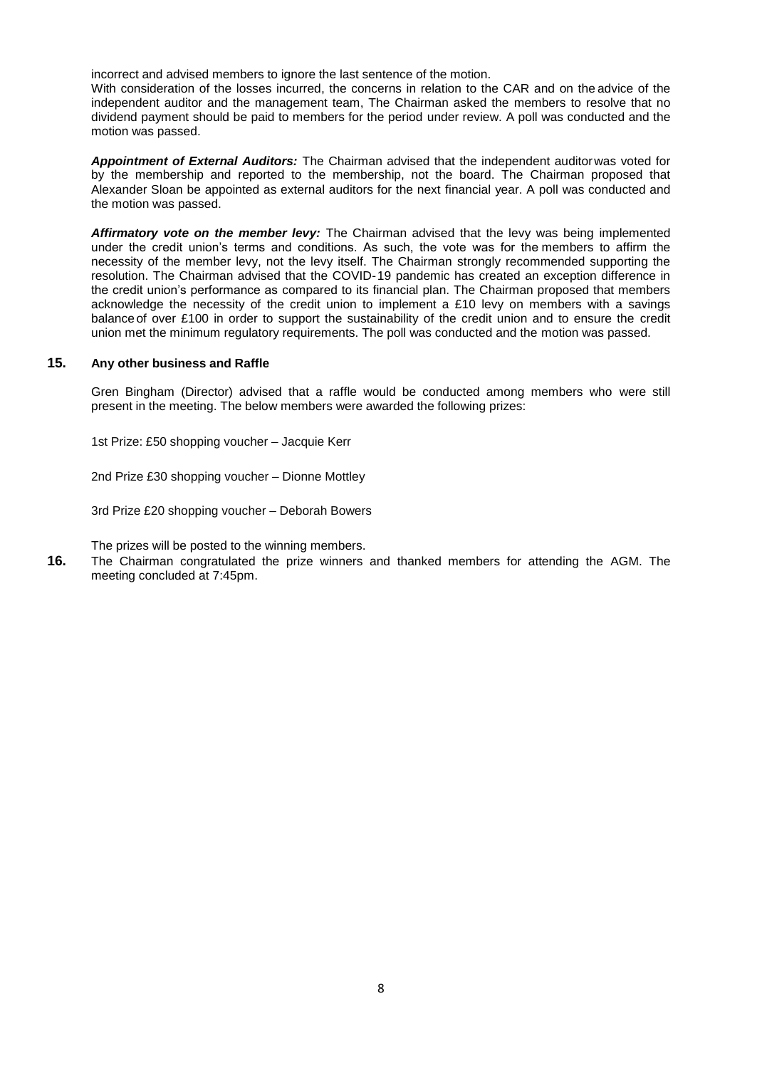incorrect and advised members to ignore the last sentence of the motion.

With consideration of the losses incurred, the concerns in relation to the CAR and on the advice of the independent auditor and the management team, The Chairman asked the members to resolve that no dividend payment should be paid to members for the period under review. A poll was conducted and the motion was passed.

***Appointment of External Auditors:*** The Chairman advised that the independent auditor was voted for by the membership and reported to the membership, not the board. The Chairman proposed that Alexander Sloan be appointed as external auditors for the next financial year. A poll was conducted and the motion was passed.

***Affirmatory vote on the member levy:*** The Chairman advised that the levy was being implemented under the credit union's terms and conditions. As such, the vote was for the members to affirm the necessity of the member levy, not the levy itself. The Chairman strongly recommended supporting the resolution. The Chairman advised that the COVID-19 pandemic has created an exception difference in the credit union's performance as compared to its financial plan. The Chairman proposed that members acknowledge the necessity of the credit union to implement a £10 levy on members with a savings balance of over £100 in order to support the sustainability of the credit union and to ensure the credit union met the minimum regulatory requirements. The poll was conducted and the motion was passed.

**15. Any other business and Raffle**

Gren Bingham (Director) advised that a raffle would be conducted among members who were still present in the meeting. The below members were awarded the following prizes:

1st Prize: £50 shopping voucher – Jacquie Kerr

2nd Prize £30 shopping voucher – Dionne Mottley

3rd Prize £20 shopping voucher – Deborah Bowers

The prizes will be posted to the winning members.

**16.** The Chairman congratulated the prize winners and thanked members for attending the AGM. The meeting concluded at 7:45pm.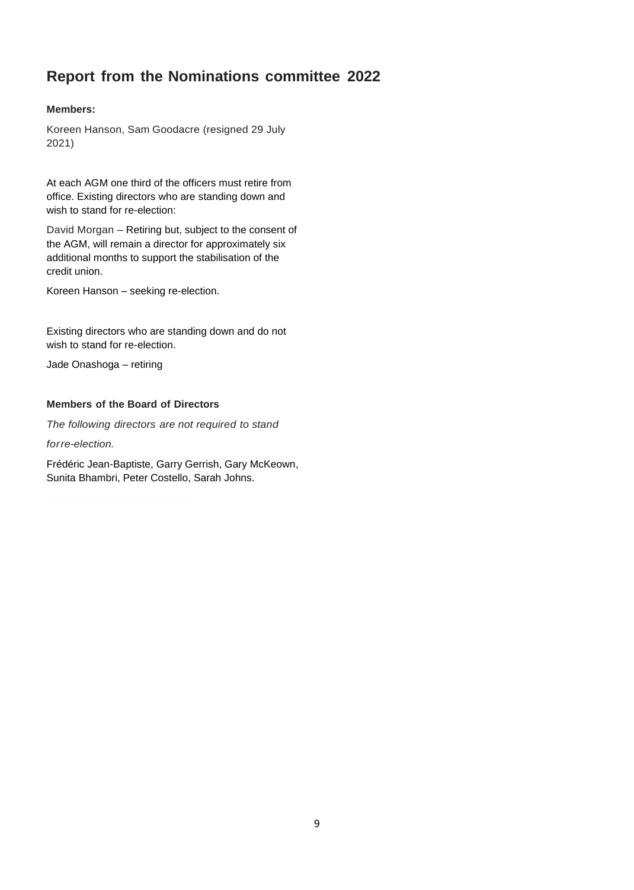# Report from the Nominations committee 2022

**Members:**

Koreen Hanson, Sam Goodacre (resigned 29 July 2021)

At each AGM one third of the officers must retire from office. Existing directors who are standing down and wish to stand for re-election:

David Morgan – Retiring but, subject to the consent of the AGM, will remain a director for approximately six additional months to support the stabilisation of the credit union.

Koreen Hanson – seeking re-election.

Existing directors who are standing down and do not wish to stand for re-election.

Jade Onashoga – retiring

**Members of the Board of Directors**

*The following directors are not required to stand forre-election.*

Frédéric Jean-Baptiste, Garry Gerrish, Gary McKeown, Sunita Bhambri, Peter Costello, Sarah Johns.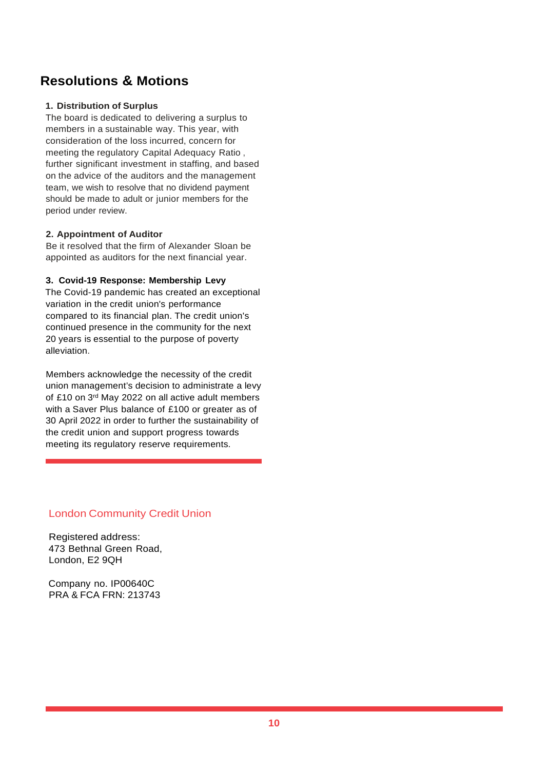# Resolutions & Motions

**1. Distribution of Surplus**

The board is dedicated to delivering a surplus to members in a sustainable way. This year, with consideration of the loss incurred, concern for meeting the regulatory Capital Adequacy Ratio , further significant investment in staffing, and based on the advice of the auditors and the management team, we wish to resolve that no dividend payment should be made to adult or junior members for the period under review.

**2. Appointment of Auditor**

Be it resolved that the firm of Alexander Sloan be appointed as auditors for the next financial year.

**3. Covid-19 Response: Membership Levy**

The Covid-19 pandemic has created an exceptional variation in the credit union's performance compared to its financial plan. The credit union's continued presence in the community for the next 20 years is essential to the purpose of poverty alleviation.

Members acknowledge the necessity of the credit union management's decision to administrate a levy of £10 on 3rd May 2022 on all active adult members with a Saver Plus balance of £100 or greater as of 30 April 2022 in order to further the sustainability of the credit union and support progress towards meeting its regulatory reserve requirements.

London Community Credit Union

Registered address:
473 Bethnal Green Road,
London, E2 9QH

Company no. IP00640C
PRA & FCA FRN: 213743